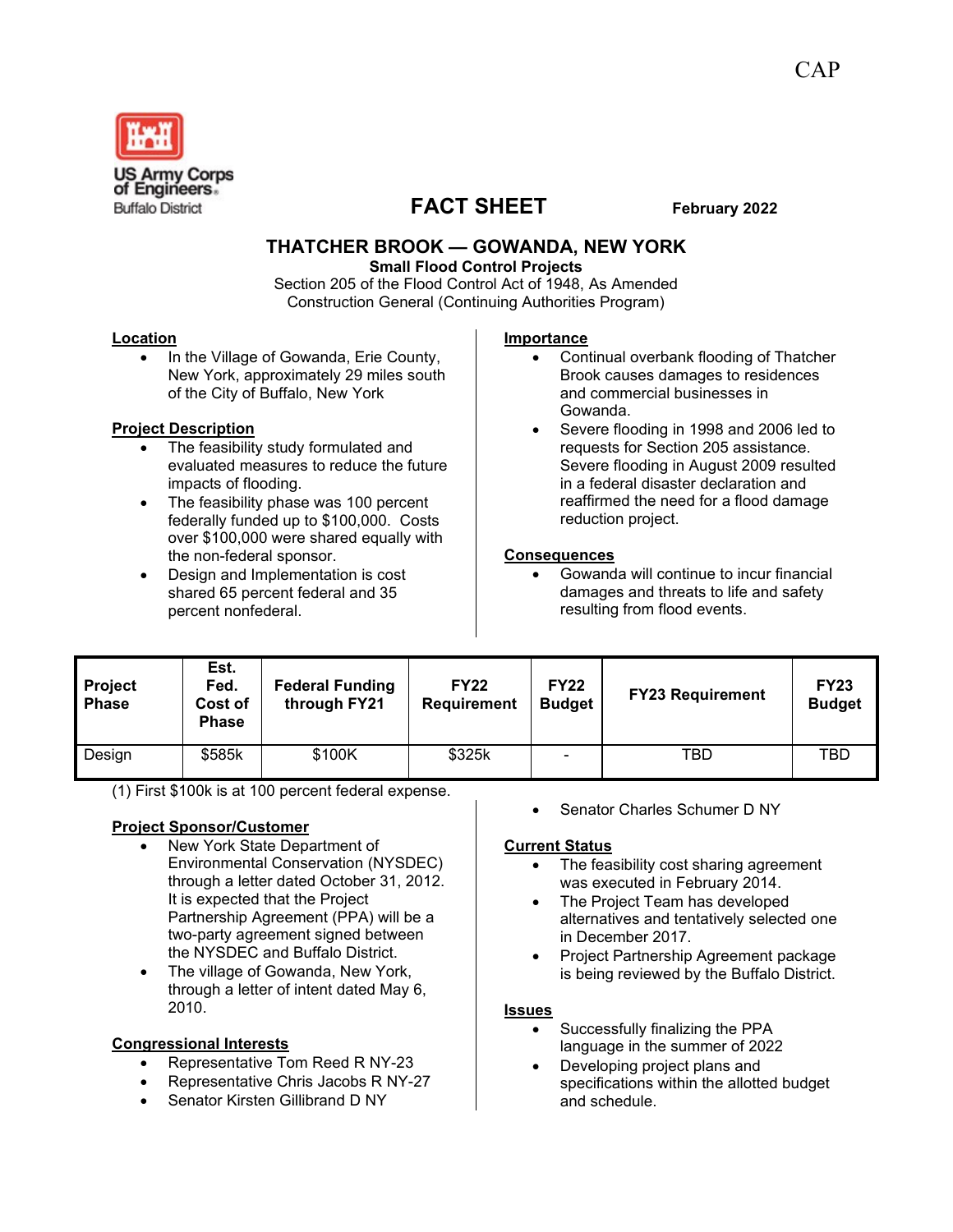CAP

US Army Corps of Engineers
Buffalo District

# FACT SHEET

February 2022

## THATCHER BROOK — GOWANDA, NEW YORK

**Small Flood Control Projects**
Section 205 of the Flood Control Act of 1948, As Amended
Construction General (Continuing Authorities Program)

### Location

- In the Village of Gowanda, Erie County, New York, approximately 29 miles south of the City of Buffalo, New York

### Project Description

- The feasibility study formulated and evaluated measures to reduce the future impacts of flooding.
- The feasibility phase was 100 percent federally funded up to $100,000. Costs over $100,000 were shared equally with the non-federal sponsor.
- Design and Implementation is cost shared 65 percent federal and 35 percent nonfederal.

### Importance

- Continual overbank flooding of Thatcher Brook causes damages to residences and commercial businesses in Gowanda.
- Severe flooding in 1998 and 2006 led to requests for Section 205 assistance. Severe flooding in August 2009 resulted in a federal disaster declaration and reaffirmed the need for a flood damage reduction project.

### Consequences

- Gowanda will continue to incur financial damages and threats to life and safety resulting from flood events.

| Project Phase | Est. Fed. Cost of Phase | Federal Funding through FY21 | FY22 Requirement | FY22 Budget | FY23 Requirement | FY23 Budget |
|---|---|---|---|---|---|---|
| Design | $585k | $100K | $325k | - | TBD | TBD |

(1) First $100k is at 100 percent federal expense.

### Project Sponsor/Customer

- New York State Department of Environmental Conservation (NYSDEC) through a letter dated October 31, 2012. It is expected that the Project Partnership Agreement (PPA) will be a two-party agreement signed between the NYSDEC and Buffalo District.
- The village of Gowanda, New York, through a letter of intent dated May 6, 2010.

### Congressional Interests

- Representative Tom Reed R NY-23
- Representative Chris Jacobs R NY-27
- Senator Kirsten Gillibrand D NY
- Senator Charles Schumer D NY

### Current Status

- The feasibility cost sharing agreement was executed in February 2014.
- The Project Team has developed alternatives and tentatively selected one in December 2017.
- Project Partnership Agreement package is being reviewed by the Buffalo District.

### Issues

- Successfully finalizing the PPA language in the summer of 2022
- Developing project plans and specifications within the allotted budget and schedule.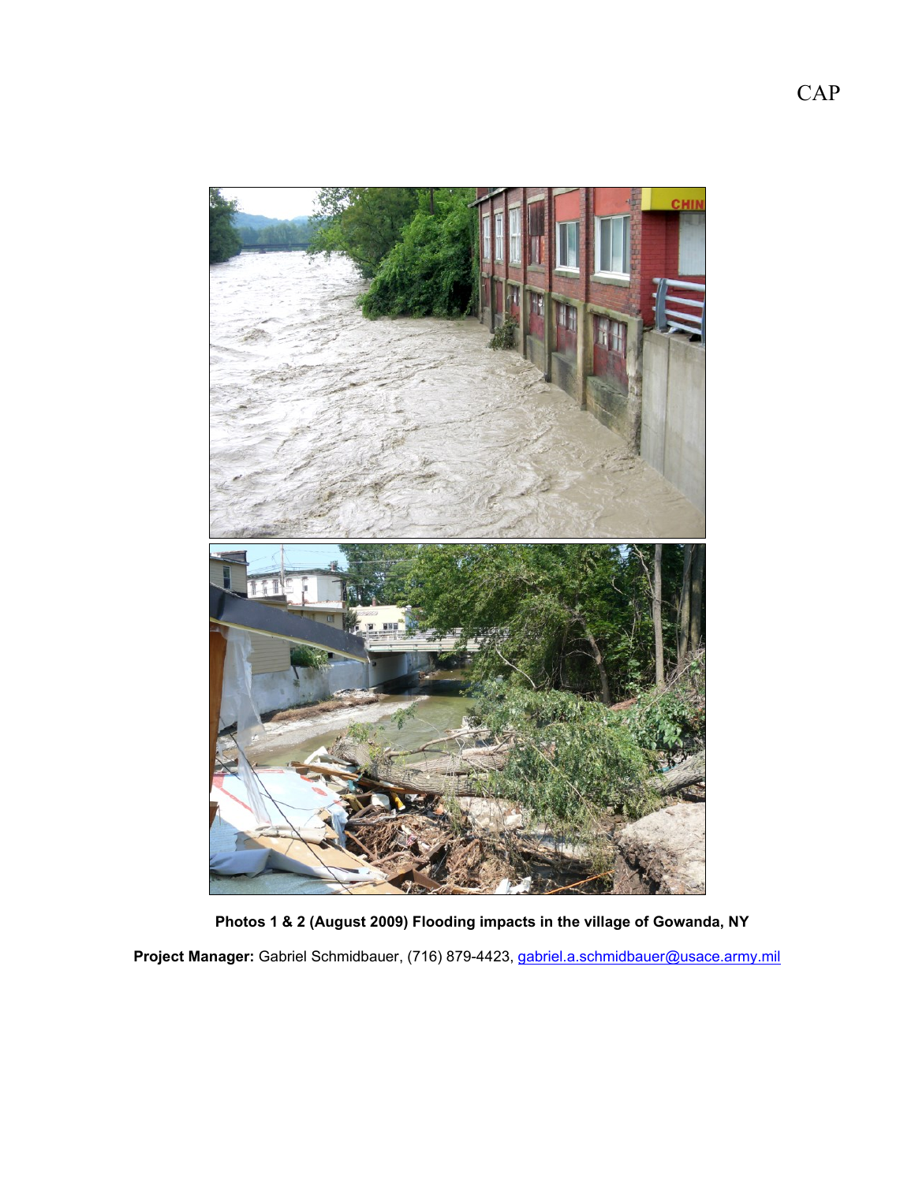**Photos 1 & 2 (August 2009) Flooding impacts in the village of Gowanda, NY**

**Project Manager:** Gabriel Schmidbauer, (716) 879-4423, gabriel.a.schmidbauer@usace.army.mil